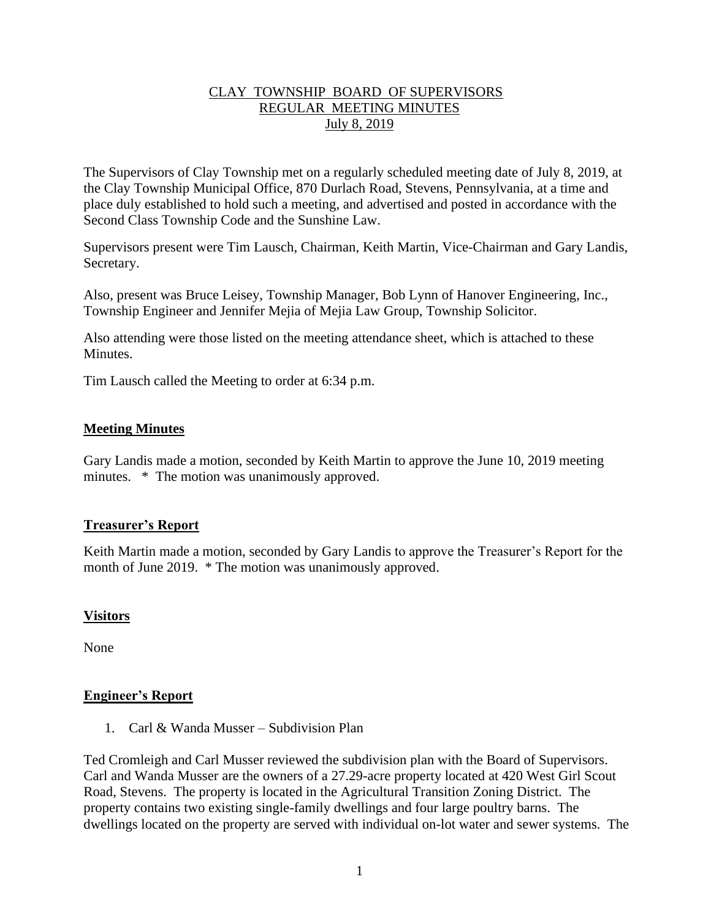# CLAY TOWNSHIP BOARD OF SUPERVISORS
## REGULAR MEETING MINUTES
## July 8, 2019

The Supervisors of Clay Township met on a regularly scheduled meeting date of July 8, 2019, at the Clay Township Municipal Office, 870 Durlach Road, Stevens, Pennsylvania, at a time and place duly established to hold such a meeting, and advertised and posted in accordance with the Second Class Township Code and the Sunshine Law.

Supervisors present were Tim Lausch, Chairman, Keith Martin, Vice-Chairman and Gary Landis, Secretary.

Also, present was Bruce Leisey, Township Manager, Bob Lynn of Hanover Engineering, Inc., Township Engineer and Jennifer Mejia of Mejia Law Group, Township Solicitor.

Also attending were those listed on the meeting attendance sheet, which is attached to these Minutes.

Tim Lausch called the Meeting to order at 6:34 p.m.

**Meeting Minutes**

Gary Landis made a motion, seconded by Keith Martin to approve the June 10, 2019 meeting minutes. * The motion was unanimously approved.

**Treasurer's Report**

Keith Martin made a motion, seconded by Gary Landis to approve the Treasurer's Report for the month of June 2019. * The motion was unanimously approved.

**Visitors**

None

**Engineer's Report**

1. Carl & Wanda Musser – Subdivision Plan

Ted Cromleigh and Carl Musser reviewed the subdivision plan with the Board of Supervisors. Carl and Wanda Musser are the owners of a 27.29-acre property located at 420 West Girl Scout Road, Stevens. The property is located in the Agricultural Transition Zoning District. The property contains two existing single-family dwellings and four large poultry barns. The dwellings located on the property are served with individual on-lot water and sewer systems. The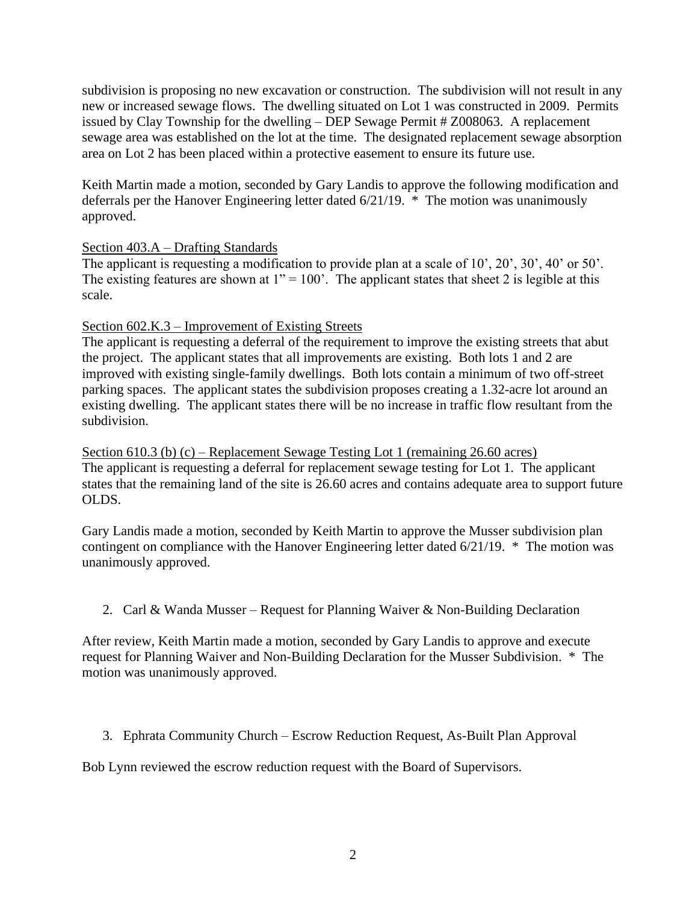subdivision is proposing no new excavation or construction. The subdivision will not result in any new or increased sewage flows. The dwelling situated on Lot 1 was constructed in 2009. Permits issued by Clay Township for the dwelling – DEP Sewage Permit # Z008063. A replacement sewage area was established on the lot at the time. The designated replacement sewage absorption area on Lot 2 has been placed within a protective easement to ensure its future use.

Keith Martin made a motion, seconded by Gary Landis to approve the following modification and deferrals per the Hanover Engineering letter dated 6/21/19. * The motion was unanimously approved.

<u>Section 403.A – Drafting Standards</u>
The applicant is requesting a modification to provide plan at a scale of 10', 20', 30', 40' or 50'. The existing features are shown at 1" = 100'. The applicant states that sheet 2 is legible at this scale.

<u>Section 602.K.3 – Improvement of Existing Streets</u>
The applicant is requesting a deferral of the requirement to improve the existing streets that abut the project. The applicant states that all improvements are existing. Both lots 1 and 2 are improved with existing single-family dwellings. Both lots contain a minimum of two off-street parking spaces. The applicant states the subdivision proposes creating a 1.32-acre lot around an existing dwelling. The applicant states there will be no increase in traffic flow resultant from the subdivision.

<u>Section 610.3 (b) (c) – Replacement Sewage Testing Lot 1 (remaining 26.60 acres)</u>
The applicant is requesting a deferral for replacement sewage testing for Lot 1. The applicant states that the remaining land of the site is 26.60 acres and contains adequate area to support future OLDS.

Gary Landis made a motion, seconded by Keith Martin to approve the Musser subdivision plan contingent on compliance with the Hanover Engineering letter dated 6/21/19. * The motion was unanimously approved.

2. Carl & Wanda Musser – Request for Planning Waiver & Non-Building Declaration

After review, Keith Martin made a motion, seconded by Gary Landis to approve and execute request for Planning Waiver and Non-Building Declaration for the Musser Subdivision. * The motion was unanimously approved.

3. Ephrata Community Church – Escrow Reduction Request, As-Built Plan Approval

Bob Lynn reviewed the escrow reduction request with the Board of Supervisors.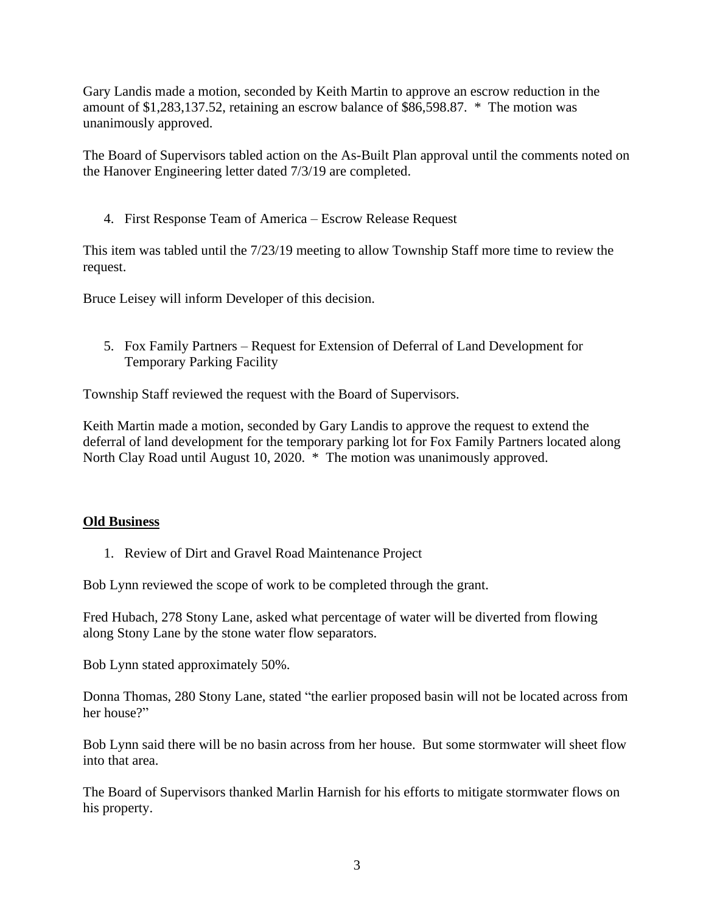Gary Landis made a motion, seconded by Keith Martin to approve an escrow reduction in the amount of $1,283,137.52, retaining an escrow balance of $86,598.87. * The motion was unanimously approved.

The Board of Supervisors tabled action on the As-Built Plan approval until the comments noted on the Hanover Engineering letter dated 7/3/19 are completed.

4. First Response Team of America – Escrow Release Request

This item was tabled until the 7/23/19 meeting to allow Township Staff more time to review the request.

Bruce Leisey will inform Developer of this decision.

5. Fox Family Partners – Request for Extension of Deferral of Land Development for Temporary Parking Facility

Township Staff reviewed the request with the Board of Supervisors.

Keith Martin made a motion, seconded by Gary Landis to approve the request to extend the deferral of land development for the temporary parking lot for Fox Family Partners located along North Clay Road until August 10, 2020. * The motion was unanimously approved.

## Old Business

1. Review of Dirt and Gravel Road Maintenance Project

Bob Lynn reviewed the scope of work to be completed through the grant.

Fred Hubach, 278 Stony Lane, asked what percentage of water will be diverted from flowing along Stony Lane by the stone water flow separators.

Bob Lynn stated approximately 50%.

Donna Thomas, 280 Stony Lane, stated "the earlier proposed basin will not be located across from her house?"

Bob Lynn said there will be no basin across from her house. But some stormwater will sheet flow into that area.

The Board of Supervisors thanked Marlin Harnish for his efforts to mitigate stormwater flows on his property.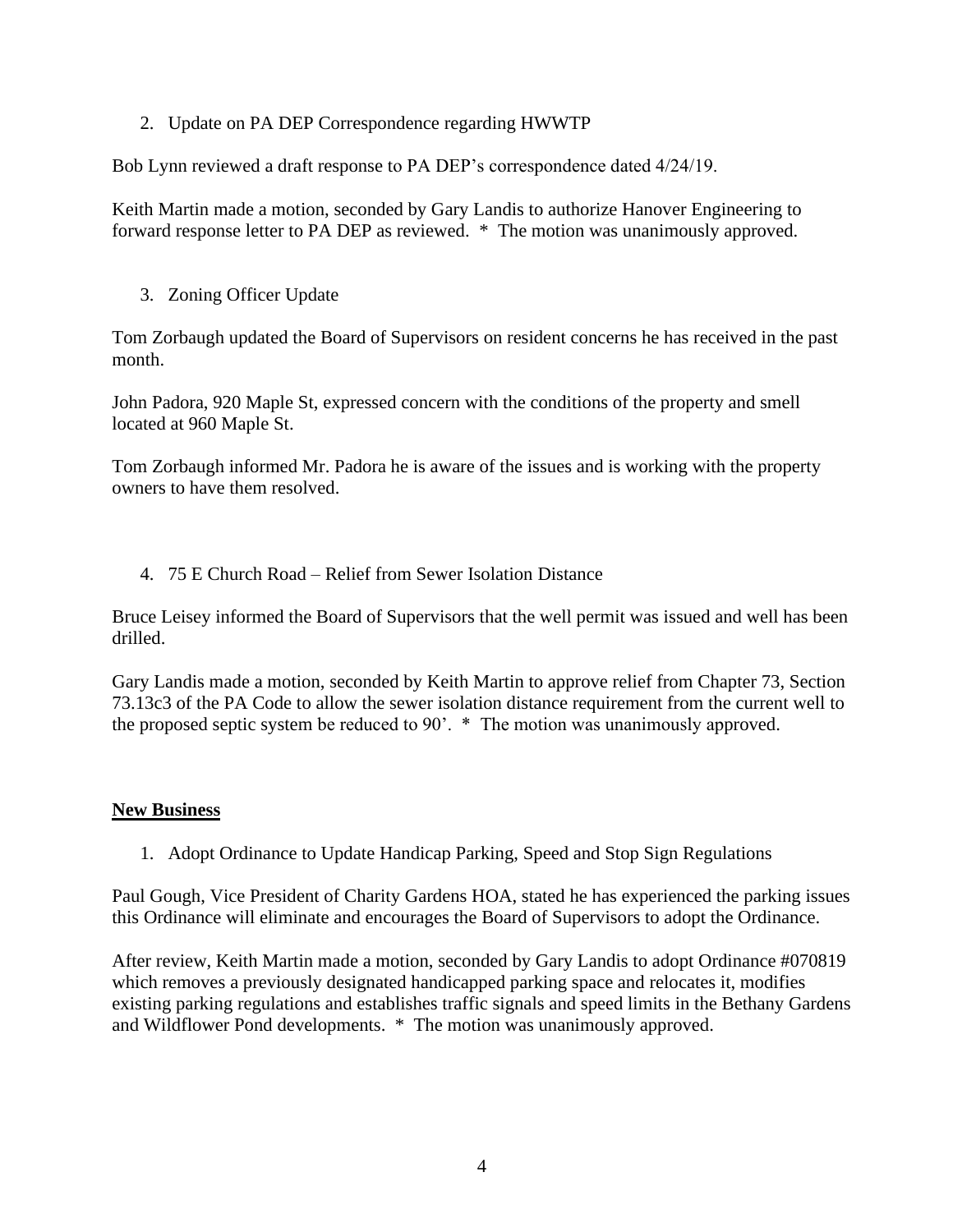2. Update on PA DEP Correspondence regarding HWWTP

Bob Lynn reviewed a draft response to PA DEP's correspondence dated 4/24/19.

Keith Martin made a motion, seconded by Gary Landis to authorize Hanover Engineering to forward response letter to PA DEP as reviewed. * The motion was unanimously approved.

3. Zoning Officer Update

Tom Zorbaugh updated the Board of Supervisors on resident concerns he has received in the past month.

John Padora, 920 Maple St, expressed concern with the conditions of the property and smell located at 960 Maple St.

Tom Zorbaugh informed Mr. Padora he is aware of the issues and is working with the property owners to have them resolved.

4. 75 E Church Road – Relief from Sewer Isolation Distance

Bruce Leisey informed the Board of Supervisors that the well permit was issued and well has been drilled.

Gary Landis made a motion, seconded by Keith Martin to approve relief from Chapter 73, Section 73.13c3 of the PA Code to allow the sewer isolation distance requirement from the current well to the proposed septic system be reduced to 90'. * The motion was unanimously approved.

**New Business**

1. Adopt Ordinance to Update Handicap Parking, Speed and Stop Sign Regulations

Paul Gough, Vice President of Charity Gardens HOA, stated he has experienced the parking issues this Ordinance will eliminate and encourages the Board of Supervisors to adopt the Ordinance.

After review, Keith Martin made a motion, seconded by Gary Landis to adopt Ordinance #070819 which removes a previously designated handicapped parking space and relocates it, modifies existing parking regulations and establishes traffic signals and speed limits in the Bethany Gardens and Wildflower Pond developments. * The motion was unanimously approved.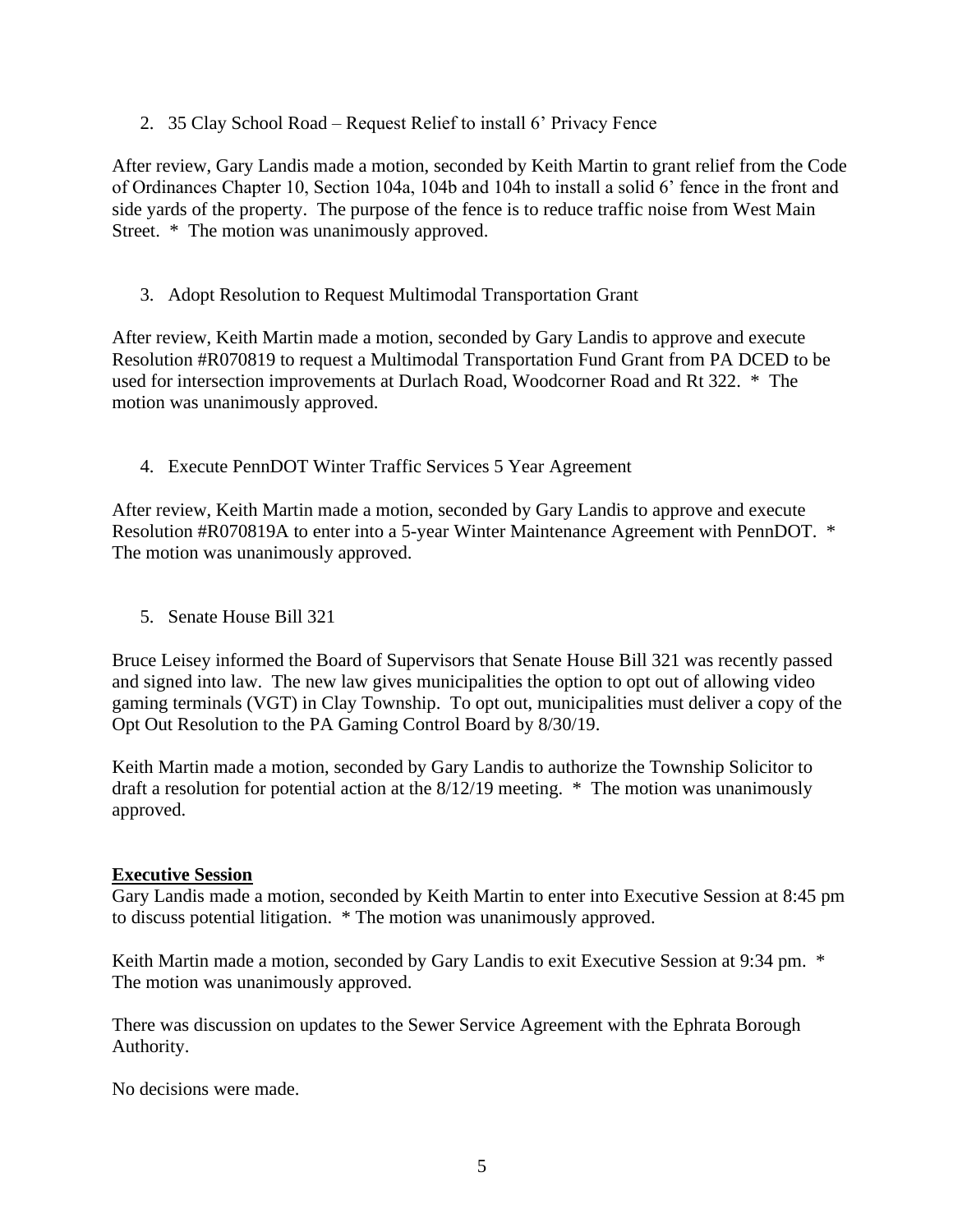2. 35 Clay School Road – Request Relief to install 6' Privacy Fence

After review, Gary Landis made a motion, seconded by Keith Martin to grant relief from the Code of Ordinances Chapter 10, Section 104a, 104b and 104h to install a solid 6' fence in the front and side yards of the property. The purpose of the fence is to reduce traffic noise from West Main Street. * The motion was unanimously approved.

3. Adopt Resolution to Request Multimodal Transportation Grant

After review, Keith Martin made a motion, seconded by Gary Landis to approve and execute Resolution #R070819 to request a Multimodal Transportation Fund Grant from PA DCED to be used for intersection improvements at Durlach Road, Woodcorner Road and Rt 322. * The motion was unanimously approved.

4. Execute PennDOT Winter Traffic Services 5 Year Agreement

After review, Keith Martin made a motion, seconded by Gary Landis to approve and execute Resolution #R070819A to enter into a 5-year Winter Maintenance Agreement with PennDOT. * The motion was unanimously approved.

5. Senate House Bill 321

Bruce Leisey informed the Board of Supervisors that Senate House Bill 321 was recently passed and signed into law. The new law gives municipalities the option to opt out of allowing video gaming terminals (VGT) in Clay Township. To opt out, municipalities must deliver a copy of the Opt Out Resolution to the PA Gaming Control Board by 8/30/19.

Keith Martin made a motion, seconded by Gary Landis to authorize the Township Solicitor to draft a resolution for potential action at the 8/12/19 meeting. * The motion was unanimously approved.

**Executive Session**

Gary Landis made a motion, seconded by Keith Martin to enter into Executive Session at 8:45 pm to discuss potential litigation. * The motion was unanimously approved.

Keith Martin made a motion, seconded by Gary Landis to exit Executive Session at 9:34 pm. * The motion was unanimously approved.

There was discussion on updates to the Sewer Service Agreement with the Ephrata Borough Authority.

No decisions were made.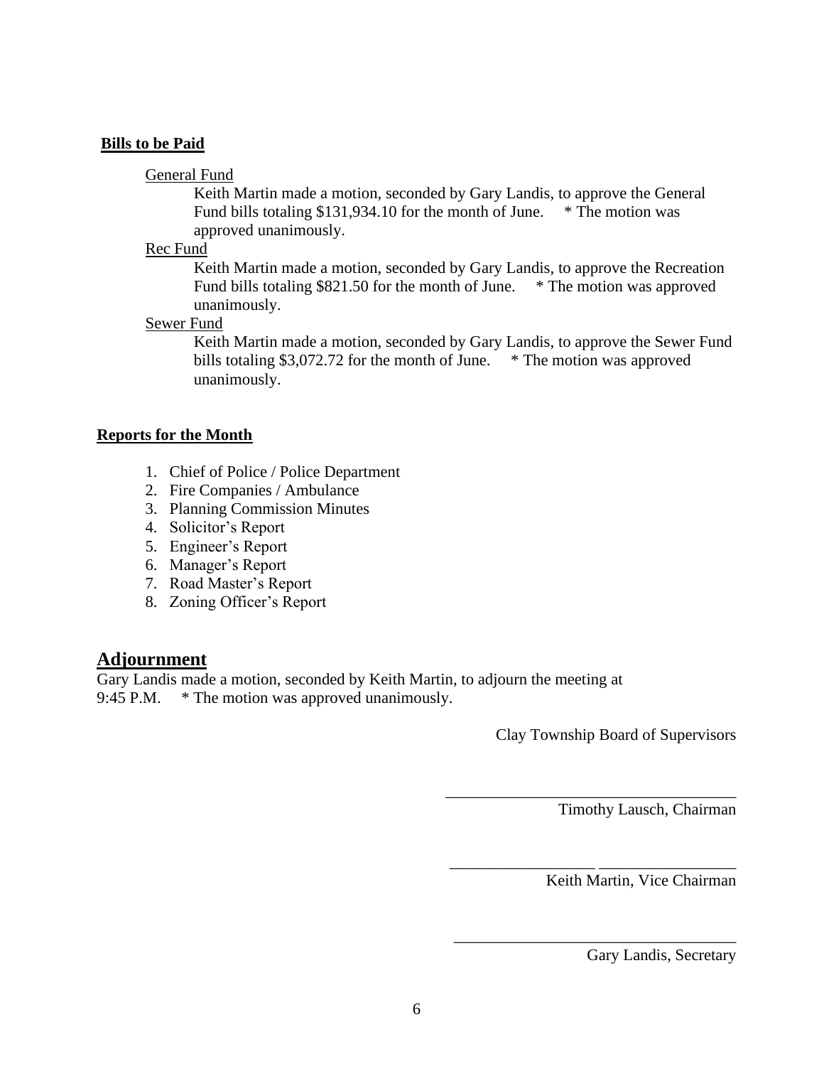**Bills to be Paid**

General Fund

Keith Martin made a motion, seconded by Gary Landis, to approve the General Fund bills totaling $131,934.10 for the month of June. * The motion was approved unanimously.

Rec Fund

Keith Martin made a motion, seconded by Gary Landis, to approve the Recreation Fund bills totaling $821.50 for the month of June. * The motion was approved unanimously.

Sewer Fund

Keith Martin made a motion, seconded by Gary Landis, to approve the Sewer Fund bills totaling $3,072.72 for the month of June. * The motion was approved unanimously.

**Reports for the Month**

1. Chief of Police / Police Department
2. Fire Companies / Ambulance
3. Planning Commission Minutes
4. Solicitor's Report
5. Engineer's Report
6. Manager's Report
7. Road Master's Report
8. Zoning Officer's Report

## Adjournment

Gary Landis made a motion, seconded by Keith Martin, to adjourn the meeting at 9:45 P.M. * The motion was approved unanimously.

Clay Township Board of Supervisors

\_\_\_\_\_\_\_\_\_\_\_\_\_\_\_\_\_\_\_\_\_\_\_\_\_\_\_\_\_\_\_\_\_\_\_\_
Timothy Lausch, Chairman

\_\_\_\_\_\_\_\_\_\_\_\_\_\_\_\_\_\_\_\_\_\_\_\_\_\_\_\_\_\_\_\_\_\_\_\_
Keith Martin, Vice Chairman

\_\_\_\_\_\_\_\_\_\_\_\_\_\_\_\_\_\_\_\_\_\_\_\_\_\_\_\_\_\_\_\_\_\_\_\_
Gary Landis, Secretary